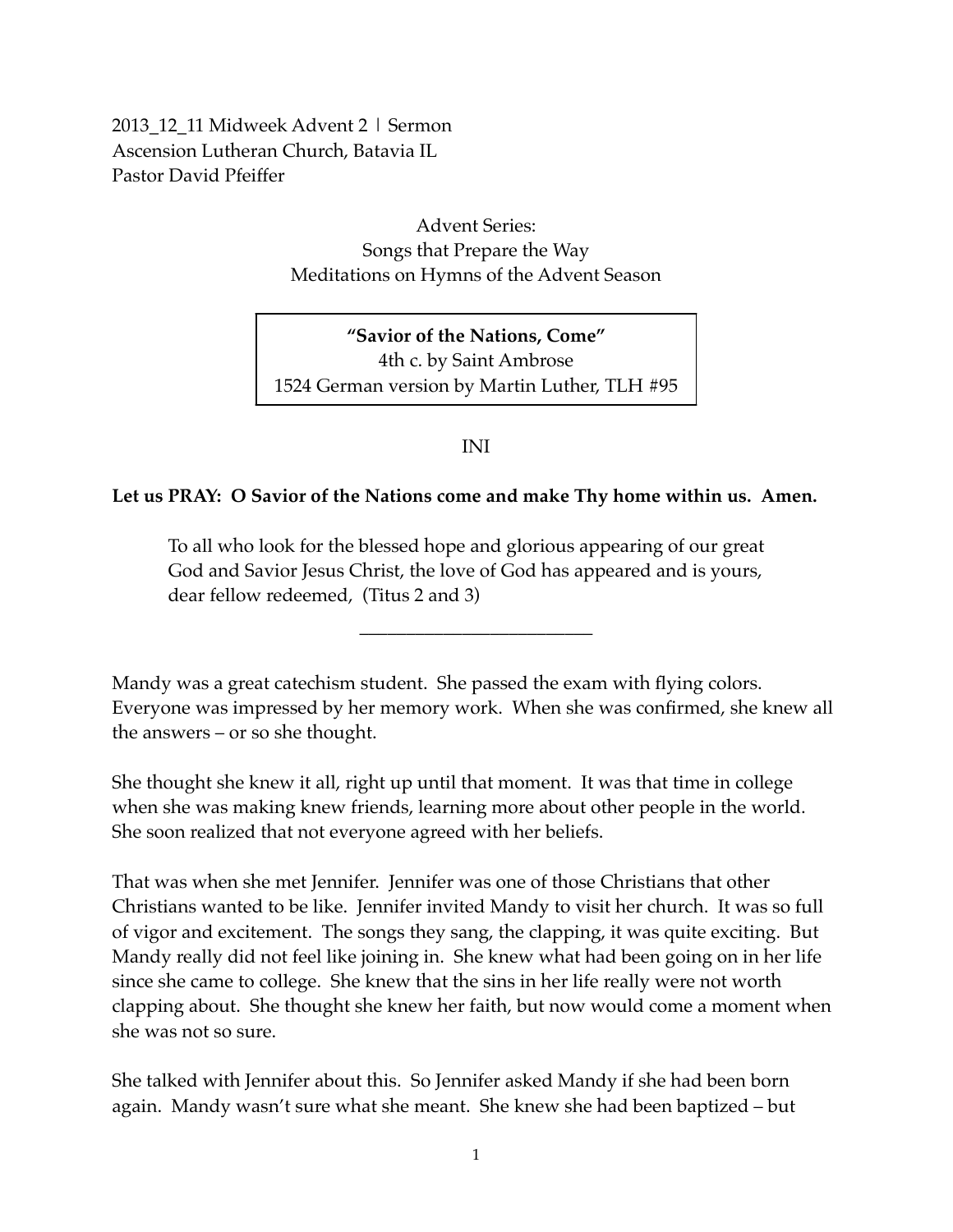2013_12_11 Midweek Advent 2 | Sermon
Ascension Lutheran Church, Batavia IL
Pastor David Pfeiffer

Advent Series:
Songs that Prepare the Way
Meditations on Hymns of the Advent Season

**"Savior of the Nations, Come"**
4th c. by Saint Ambrose
1524 German version by Martin Luther, TLH #95

INI

**Let us PRAY: O Savior of the Nations come and make Thy home within us. Amen.**

> To all who look for the blessed hope and glorious appearing of our great God and Savior Jesus Christ, the love of God has appeared and is yours, dear fellow redeemed, (Titus 2 and 3)

---

Mandy was a great catechism student. She passed the exam with flying colors. Everyone was impressed by her memory work. When she was confirmed, she knew all the answers – or so she thought.

She thought she knew it all, right up until that moment. It was that time in college when she was making knew friends, learning more about other people in the world. She soon realized that not everyone agreed with her beliefs.

That was when she met Jennifer. Jennifer was one of those Christians that other Christians wanted to be like. Jennifer invited Mandy to visit her church. It was so full of vigor and excitement. The songs they sang, the clapping, it was quite exciting. But Mandy really did not feel like joining in. She knew what had been going on in her life since she came to college. She knew that the sins in her life really were not worth clapping about. She thought she knew her faith, but now would come a moment when she was not so sure.

She talked with Jennifer about this. So Jennifer asked Mandy if she had been born again. Mandy wasn't sure what she meant. She knew she had been baptized – but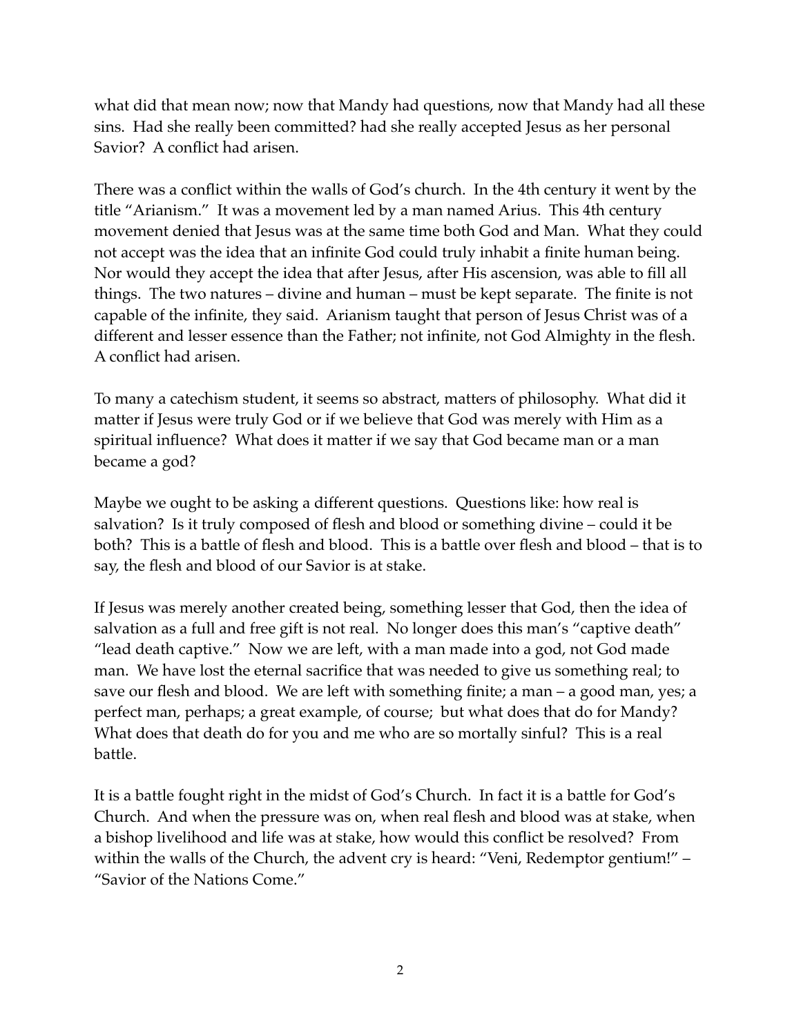what did that mean now; now that Mandy had questions, now that Mandy had all these sins. Had she really been committed? had she really accepted Jesus as her personal Savior? A conflict had arisen.

There was a conflict within the walls of God's church. In the 4th century it went by the title "Arianism." It was a movement led by a man named Arius. This 4th century movement denied that Jesus was at the same time both God and Man. What they could not accept was the idea that an infinite God could truly inhabit a finite human being. Nor would they accept the idea that after Jesus, after His ascension, was able to fill all things. The two natures – divine and human – must be kept separate. The finite is not capable of the infinite, they said. Arianism taught that person of Jesus Christ was of a different and lesser essence than the Father; not infinite, not God Almighty in the flesh. A conflict had arisen.

To many a catechism student, it seems so abstract, matters of philosophy. What did it matter if Jesus were truly God or if we believe that God was merely with Him as a spiritual influence? What does it matter if we say that God became man or a man became a god?

Maybe we ought to be asking a different questions. Questions like: how real is salvation? Is it truly composed of flesh and blood or something divine – could it be both? This is a battle of flesh and blood. This is a battle over flesh and blood – that is to say, the flesh and blood of our Savior is at stake.

If Jesus was merely another created being, something lesser that God, then the idea of salvation as a full and free gift is not real. No longer does this man's "captive death" "lead death captive." Now we are left, with a man made into a god, not God made man. We have lost the eternal sacrifice that was needed to give us something real; to save our flesh and blood. We are left with something finite; a man – a good man, yes; a perfect man, perhaps; a great example, of course; but what does that do for Mandy? What does that death do for you and me who are so mortally sinful? This is a real battle.

It is a battle fought right in the midst of God's Church. In fact it is a battle for God's Church. And when the pressure was on, when real flesh and blood was at stake, when a bishop livelihood and life was at stake, how would this conflict be resolved? From within the walls of the Church, the advent cry is heard: "Veni, Redemptor gentium!" – "Savior of the Nations Come."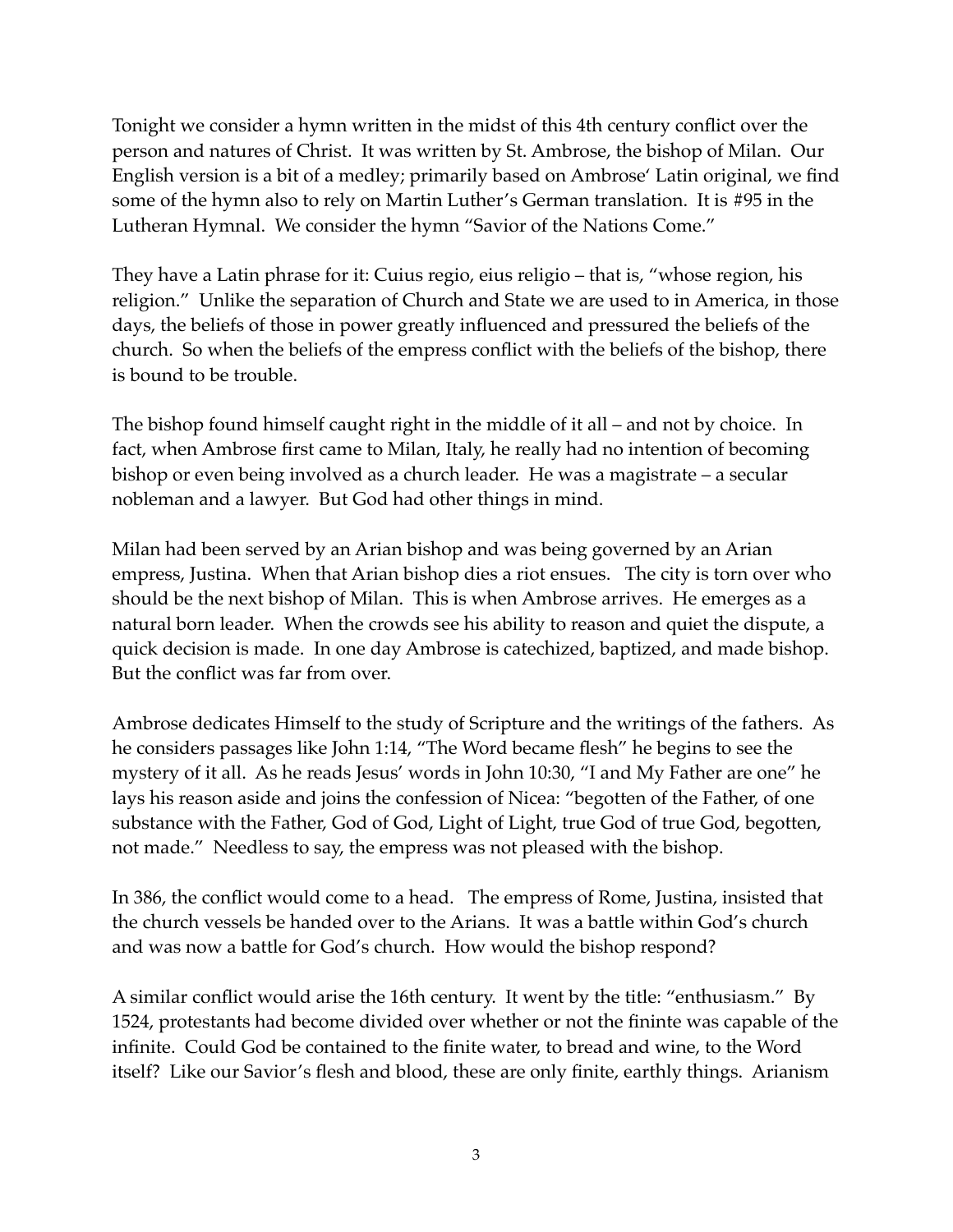Tonight we consider a hymn written in the midst of this 4th century conflict over the person and natures of Christ. It was written by St. Ambrose, the bishop of Milan. Our English version is a bit of a medley; primarily based on Ambrose' Latin original, we find some of the hymn also to rely on Martin Luther's German translation. It is #95 in the Lutheran Hymnal. We consider the hymn "Savior of the Nations Come."

They have a Latin phrase for it: Cuius regio, eius religio – that is, "whose region, his religion." Unlike the separation of Church and State we are used to in America, in those days, the beliefs of those in power greatly influenced and pressured the beliefs of the church. So when the beliefs of the empress conflict with the beliefs of the bishop, there is bound to be trouble.

The bishop found himself caught right in the middle of it all – and not by choice. In fact, when Ambrose first came to Milan, Italy, he really had no intention of becoming bishop or even being involved as a church leader. He was a magistrate – a secular nobleman and a lawyer. But God had other things in mind.

Milan had been served by an Arian bishop and was being governed by an Arian empress, Justina. When that Arian bishop dies a riot ensues. The city is torn over who should be the next bishop of Milan. This is when Ambrose arrives. He emerges as a natural born leader. When the crowds see his ability to reason and quiet the dispute, a quick decision is made. In one day Ambrose is catechized, baptized, and made bishop. But the conflict was far from over.

Ambrose dedicates Himself to the study of Scripture and the writings of the fathers. As he considers passages like John 1:14, "The Word became flesh" he begins to see the mystery of it all. As he reads Jesus' words in John 10:30, "I and My Father are one" he lays his reason aside and joins the confession of Nicea: "begotten of the Father, of one substance with the Father, God of God, Light of Light, true God of true God, begotten, not made." Needless to say, the empress was not pleased with the bishop.

In 386, the conflict would come to a head. The empress of Rome, Justina, insisted that the church vessels be handed over to the Arians. It was a battle within God's church and was now a battle for God's church. How would the bishop respond?

A similar conflict would arise the 16th century. It went by the title: "enthusiasm." By 1524, protestants had become divided over whether or not the fininte was capable of the infinite. Could God be contained to the finite water, to bread and wine, to the Word itself? Like our Savior's flesh and blood, these are only finite, earthly things. Arianism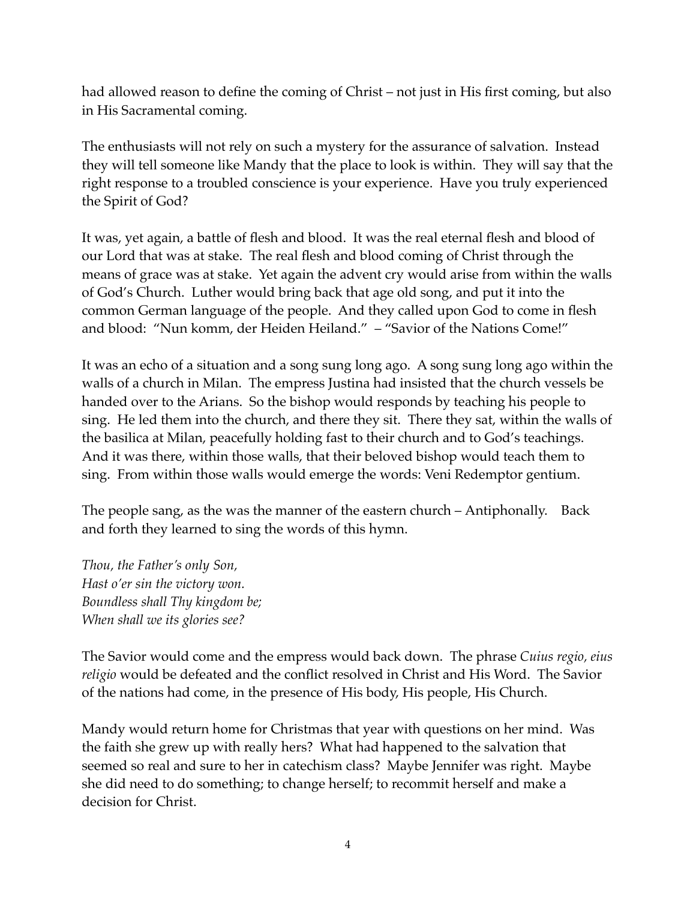had allowed reason to define the coming of Christ – not just in His first coming, but also in His Sacramental coming.

The enthusiasts will not rely on such a mystery for the assurance of salvation. Instead they will tell someone like Mandy that the place to look is within. They will say that the right response to a troubled conscience is your experience. Have you truly experienced the Spirit of God?

It was, yet again, a battle of flesh and blood. It was the real eternal flesh and blood of our Lord that was at stake. The real flesh and blood coming of Christ through the means of grace was at stake. Yet again the advent cry would arise from within the walls of God's Church. Luther would bring back that age old song, and put it into the common German language of the people. And they called upon God to come in flesh and blood: "Nun komm, der Heiden Heiland." – "Savior of the Nations Come!"

It was an echo of a situation and a song sung long ago. A song sung long ago within the walls of a church in Milan. The empress Justina had insisted that the church vessels be handed over to the Arians. So the bishop would responds by teaching his people to sing. He led them into the church, and there they sit. There they sat, within the walls of the basilica at Milan, peacefully holding fast to their church and to God's teachings. And it was there, within those walls, that their beloved bishop would teach them to sing. From within those walls would emerge the words: Veni Redemptor gentium.

The people sang, as the was the manner of the eastern church – Antiphonally. Back and forth they learned to sing the words of this hymn.

*Thou, the Father's only Son,*
*Hast o'er sin the victory won.*
*Boundless shall Thy kingdom be;*
*When shall we its glories see?*

The Savior would come and the empress would back down. The phrase *Cuius regio, eius religio* would be defeated and the conflict resolved in Christ and His Word. The Savior of the nations had come, in the presence of His body, His people, His Church.

Mandy would return home for Christmas that year with questions on her mind. Was the faith she grew up with really hers? What had happened to the salvation that seemed so real and sure to her in catechism class? Maybe Jennifer was right. Maybe she did need to do something; to change herself; to recommit herself and make a decision for Christ.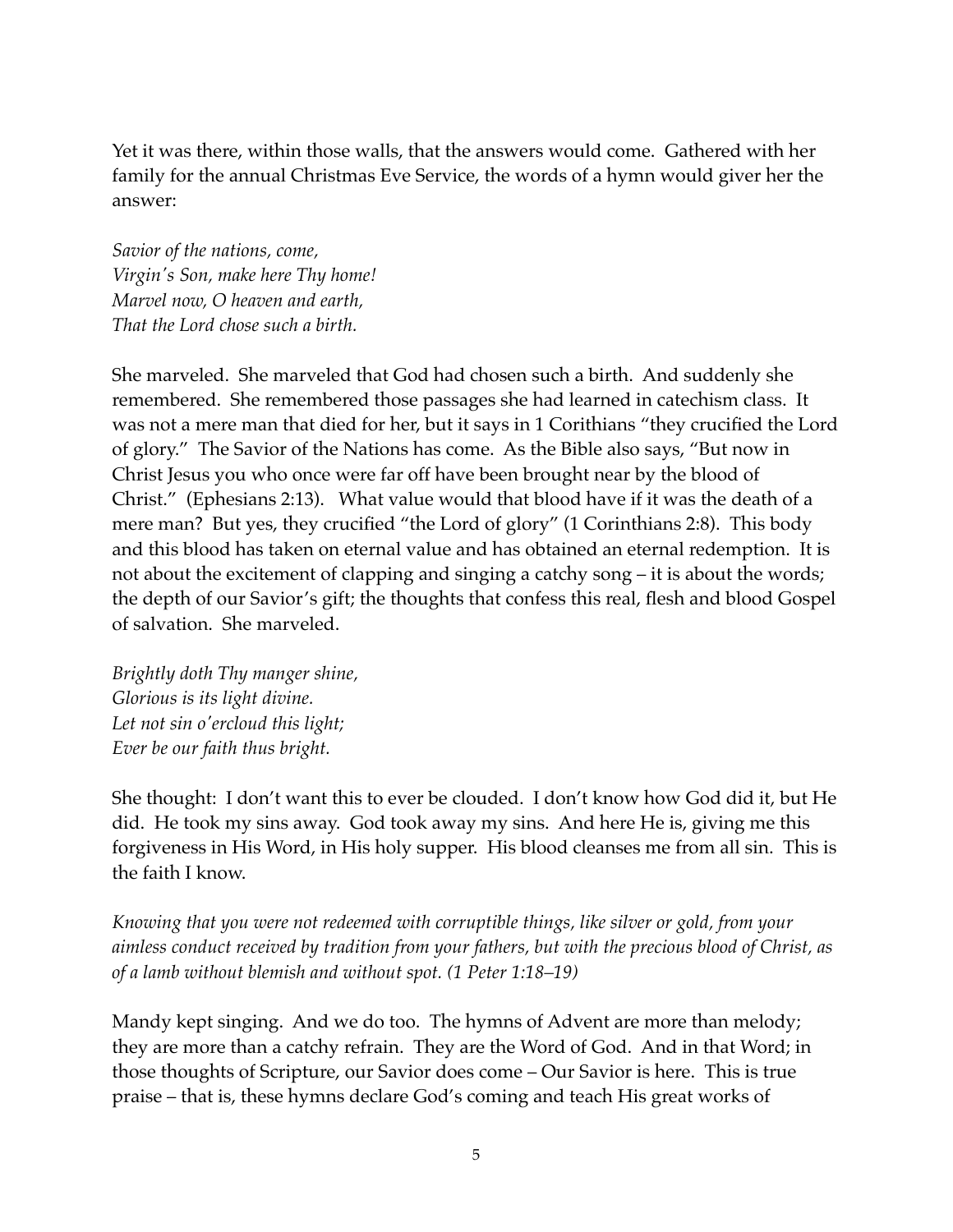Yet it was there, within those walls, that the answers would come. Gathered with her family for the annual Christmas Eve Service, the words of a hymn would giver her the answer:

*Savior of the nations, come,*  
*Virgin's Son, make here Thy home!*  
*Marvel now, O heaven and earth,*  
*That the Lord chose such a birth.*

She marveled. She marveled that God had chosen such a birth. And suddenly she remembered. She remembered those passages she had learned in catechism class. It was not a mere man that died for her, but it says in 1 Corithians "they crucified the Lord of glory." The Savior of the Nations has come. As the Bible also says, "But now in Christ Jesus you who once were far off have been brought near by the blood of Christ." (Ephesians 2:13). What value would that blood have if it was the death of a mere man? But yes, they crucified "the Lord of glory" (1 Corinthians 2:8). This body and this blood has taken on eternal value and has obtained an eternal redemption. It is not about the excitement of clapping and singing a catchy song – it is about the words; the depth of our Savior's gift; the thoughts that confess this real, flesh and blood Gospel of salvation. She marveled.

*Brightly doth Thy manger shine,*  
*Glorious is its light divine.*  
*Let not sin o'ercloud this light;*  
*Ever be our faith thus bright.*

She thought: I don't want this to ever be clouded. I don't know how God did it, but He did. He took my sins away. God took away my sins. And here He is, giving me this forgiveness in His Word, in His holy supper. His blood cleanses me from all sin. This is the faith I know.

*Knowing that you were not redeemed with corruptible things, like silver or gold, from your aimless conduct received by tradition from your fathers, but with the precious blood of Christ, as of a lamb without blemish and without spot. (1 Peter 1:18–19)*

Mandy kept singing. And we do too. The hymns of Advent are more than melody; they are more than a catchy refrain. They are the Word of God. And in that Word; in those thoughts of Scripture, our Savior does come – Our Savior is here. This is true praise – that is, these hymns declare God's coming and teach His great works of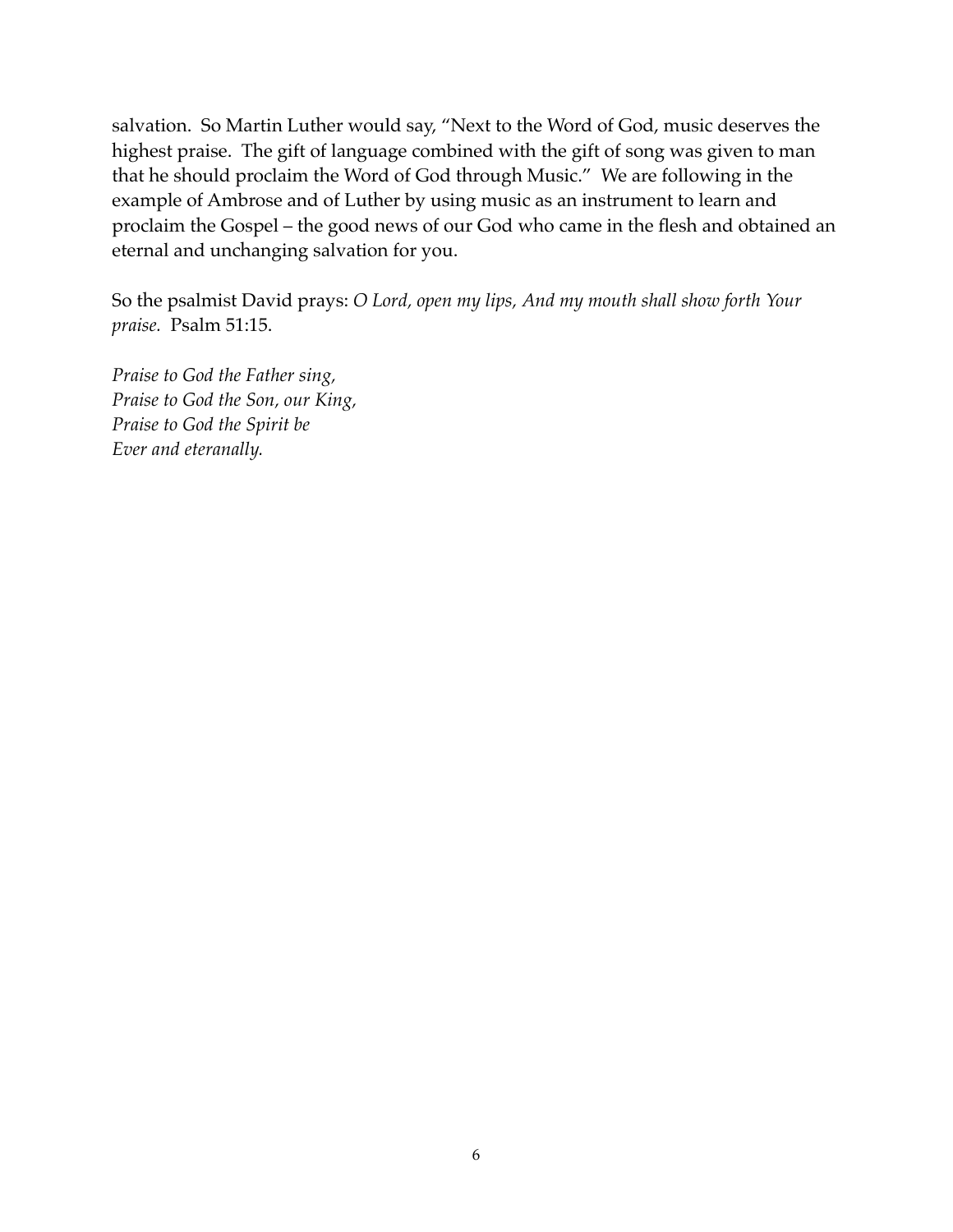salvation. So Martin Luther would say, "Next to the Word of God, music deserves the highest praise. The gift of language combined with the gift of song was given to man that he should proclaim the Word of God through Music." We are following in the example of Ambrose and of Luther by using music as an instrument to learn and proclaim the Gospel – the good news of our God who came in the flesh and obtained an eternal and unchanging salvation for you.

So the psalmist David prays: *O Lord, open my lips, And my mouth shall show forth Your praise.* Psalm 51:15.

*Praise to God the Father sing,*  
*Praise to God the Son, our King,*  
*Praise to God the Spirit be*  
*Ever and eteranally.*